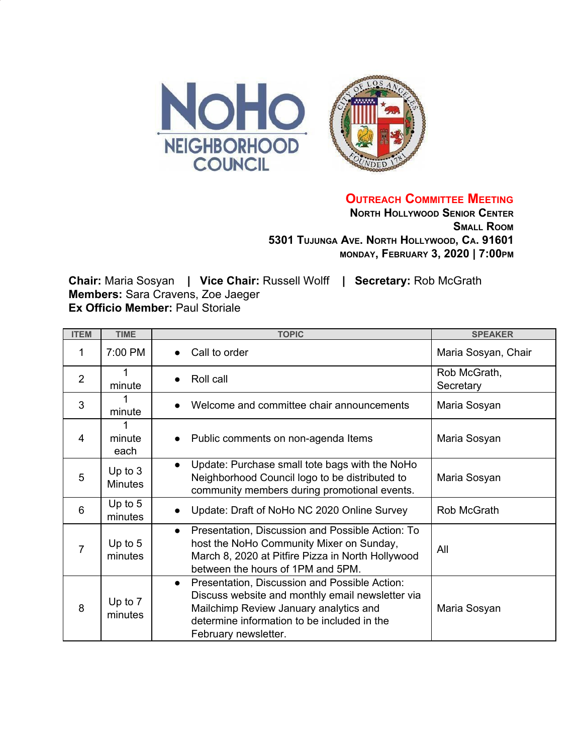# Outreach Committee Meeting

**North Hollywood Senior Center**
**Small Room**
**5301 Tujunga Ave. North Hollywood, Ca. 91601**
**Monday, February 3, 2020 | 7:00pm**

**Chair:** Maria Sosyan | **Vice Chair:** Russell Wolff | **Secretary:** Rob McGrath
**Members:** Sara Cravens, Zoe Jaeger
**Ex Officio Member:** Paul Storiale

| ITEM | TIME | TOPIC | SPEAKER |
|---|---|---|---|
| 1 | 7:00 PM | • Call to order | Maria Sosyan, Chair |
| 2 | 1 minute | • Roll call | Rob McGrath, Secretary |
| 3 | 1 minute | • Welcome and committee chair announcements | Maria Sosyan |
| 4 | 1 minute each | • Public comments on non-agenda Items | Maria Sosyan |
| 5 | Up to 3 Minutes | • Update: Purchase small tote bags with the NoHo Neighborhood Council logo to be distributed to community members during promotional events. | Maria Sosyan |
| 6 | Up to 5 minutes | • Update: Draft of NoHo NC 2020 Online Survey | Rob McGrath |
| 7 | Up to 5 minutes | • Presentation, Discussion and Possible Action: To host the NoHo Community Mixer on Sunday, March 8, 2020 at Pitfire Pizza in North Hollywood between the hours of 1PM and 5PM. | All |
| 8 | Up to 7 minutes | • Presentation, Discussion and Possible Action: Discuss website and monthly email newsletter via Mailchimp Review January analytics and determine information to be included in the February newsletter. | Maria Sosyan |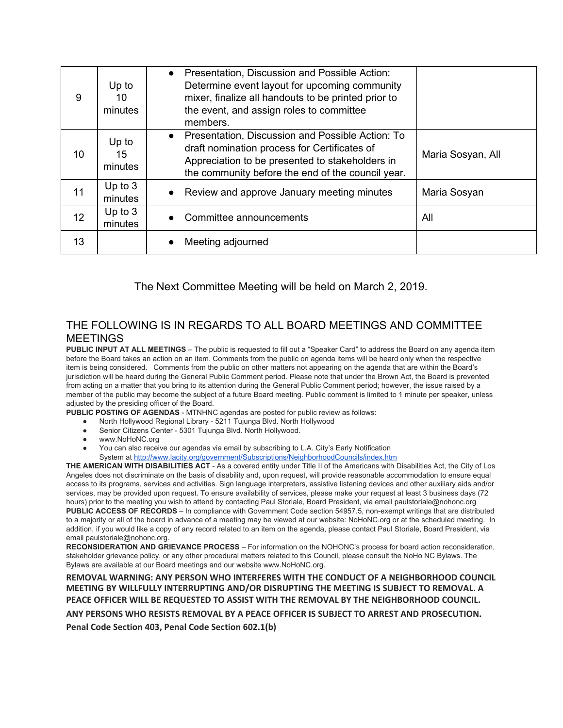| | | | |
|---|---|---|---|
| 9 | Up to 10 minutes | • Presentation, Discussion and Possible Action: Determine event layout for upcoming community mixer, finalize all handouts to be printed prior to the event, and assign roles to committee members. | |
| 10 | Up to 15 minutes | • Presentation, Discussion and Possible Action: To draft nomination process for Certificates of Appreciation to be presented to stakeholders in the community before the end of the council year. | Maria Sosyan, All |
| 11 | Up to 3 minutes | • Review and approve January meeting minutes | Maria Sosyan |
| 12 | Up to 3 minutes | • Committee announcements | All |
| 13 | | • Meeting adjourned | |

The Next Committee Meeting will be held on March 2, 2019.

## THE FOLLOWING IS IN REGARDS TO ALL BOARD MEETINGS AND COMMITTEE MEETINGS

**PUBLIC INPUT AT ALL MEETINGS** – The public is requested to fill out a "Speaker Card" to address the Board on any agenda item before the Board takes an action on an item. Comments from the public on agenda items will be heard only when the respective item is being considered. Comments from the public on other matters not appearing on the agenda that are within the Board's jurisdiction will be heard during the General Public Comment period. Please note that under the Brown Act, the Board is prevented from acting on a matter that you bring to its attention during the General Public Comment period; however, the issue raised by a member of the public may become the subject of a future Board meeting. Public comment is limited to 1 minute per speaker, unless adjusted by the presiding officer of the Board.

**PUBLIC POSTING OF AGENDAS** - MTNHNC agendas are posted for public review as follows:

- North Hollywood Regional Library - 5211 Tujunga Blvd. North Hollywood
- Senior Citizens Center - 5301 Tujunga Blvd. North Hollywood.
- www.NoHoNC.org
- You can also receive our agendas via email by subscribing to L.A. City's Early Notification System at http://www.lacity.org/government/Subscriptions/NeighborhoodCouncils/index.htm

**THE AMERICAN WITH DISABILITIES ACT** - As a covered entity under Title II of the Americans with Disabilities Act, the City of Los Angeles does not discriminate on the basis of disability and, upon request, will provide reasonable accommodation to ensure equal access to its programs, services and activities. Sign language interpreters, assistive listening devices and other auxiliary aids and/or services, may be provided upon request. To ensure availability of services, please make your request at least 3 business days (72 hours) prior to the meeting you wish to attend by contacting Paul Storiale, Board President, via email paulstoriale@nohonc.org

**PUBLIC ACCESS OF RECORDS** – In compliance with Government Code section 54957.5, non-exempt writings that are distributed to a majority or all of the board in advance of a meeting may be viewed at our website: NoHoNC.org or at the scheduled meeting. In addition, if you would like a copy of any record related to an item on the agenda, please contact Paul Storiale, Board President, via email paulstoriale@nohonc.org.

**RECONSIDERATION AND GRIEVANCE PROCESS** – For information on the NOHONC's process for board action reconsideration, stakeholder grievance policy, or any other procedural matters related to this Council, please consult the NoHo NC Bylaws. The Bylaws are available at our Board meetings and our website www.NoHoNC.org.

**REMOVAL WARNING: ANY PERSON WHO INTERFERES WITH THE CONDUCT OF A NEIGHBORHOOD COUNCIL MEETING BY WILLFULLY INTERRUPTING AND/OR DISRUPTING THE MEETING IS SUBJECT TO REMOVAL. A PEACE OFFICER WILL BE REQUESTED TO ASSIST WITH THE REMOVAL BY THE NEIGHBORHOOD COUNCIL.**

**ANY PERSONS WHO RESISTS REMOVAL BY A PEACE OFFICER IS SUBJECT TO ARREST AND PROSECUTION.**

**Penal Code Section 403, Penal Code Section 602.1(b)**